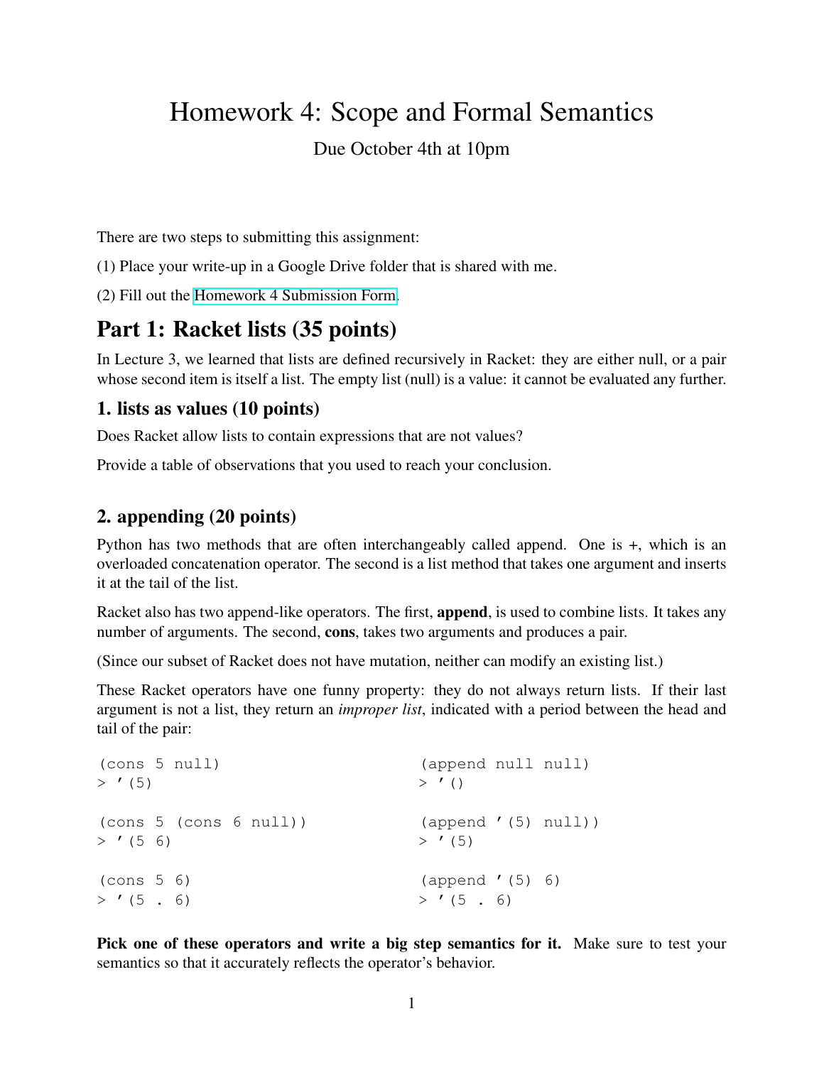// Homework 4: Scope and Formal Semantics

Due October 4th at 10pm

There are two steps to submitting this assignment:

(1) Place your write-up in a Google Drive folder that is shared with me.

(2) Fill out the Homework 4 Submission Form.

## Part 1: Racket lists (35 points)

In Lecture 3, we learned that lists are defined recursively in Racket: they are either null, or a pair whose second item is itself a list. The empty list (null) is a value: it cannot be evaluated any further.

### 1. lists as values (10 points)

Does Racket allow lists to contain expressions that are not values?

Provide a table of observations that you used to reach your conclusion.

### 2. appending (20 points)

Python has two methods that are often interchangeably called append. One is +, which is an overloaded concatenation operator. The second is a list method that takes one argument and inserts it at the tail of the list.

Racket also has two append-like operators. The first, **append**, is used to combine lists. It takes any number of arguments. The second, **cons**, takes two arguments and produces a pair.

(Since our subset of Racket does not have mutation, neither can modify an existing list.)

These Racket operators have one funny property: they do not always return lists. If their last argument is not a list, they return an *improper list*, indicated with a period between the head and tail of the pair:

```
(cons 5 null)
> '(5)

(cons 5 (cons 6 null))
> '(5 6)

(cons 5 6)
> '(5 . 6)
```

```
(append null null)
> '()

(append '(5) null))
> '(5)

(append '(5) 6)
> '(5 . 6)
```

**Pick one of these operators and write a big step semantics for it.** Make sure to test your semantics so that it accurately reflects the operator's behavior.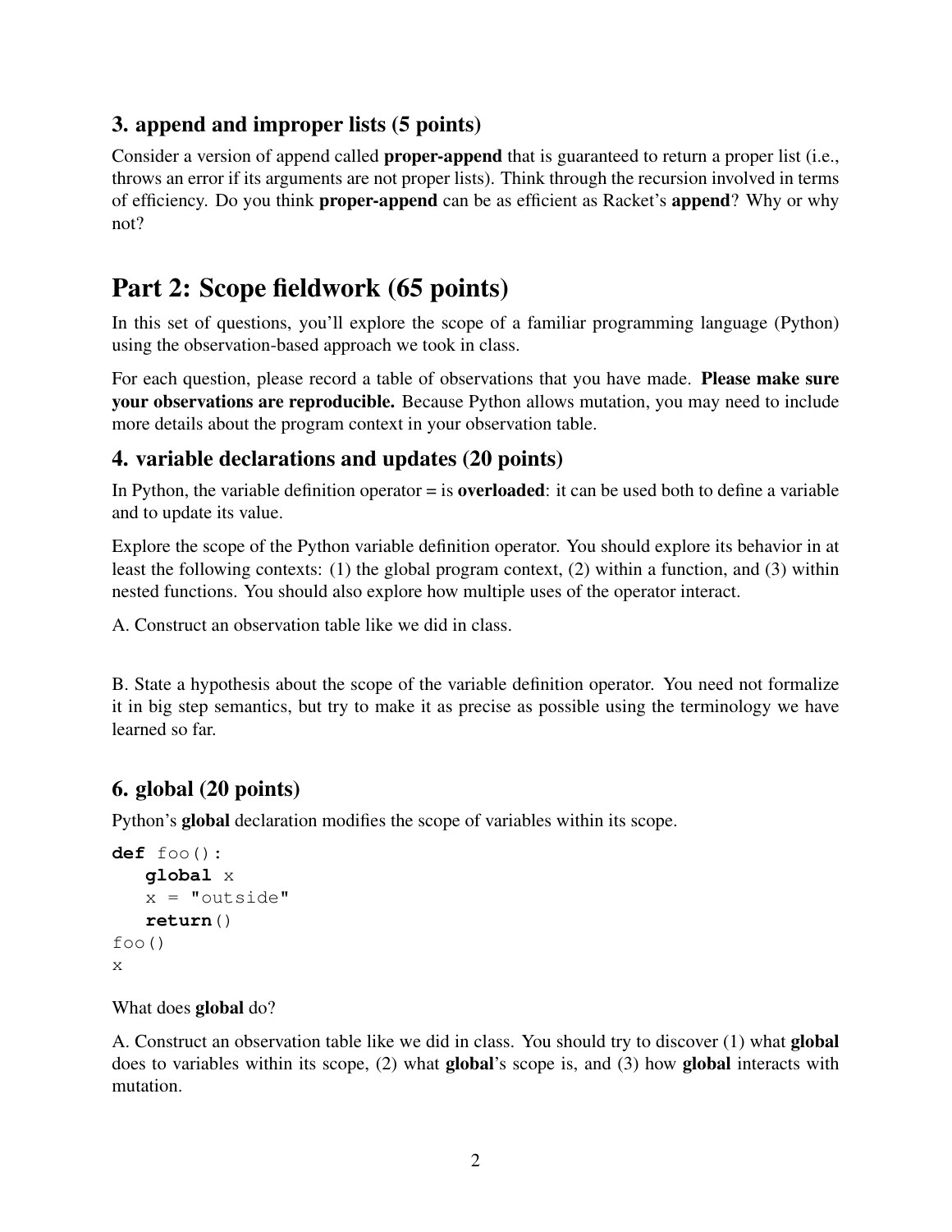### 3. append and improper lists (5 points)

Consider a version of append called **proper-append** that is guaranteed to return a proper list (i.e., throws an error if its arguments are not proper lists). Think through the recursion involved in terms of efficiency. Do you think **proper-append** can be as efficient as Racket's **append**? Why or why not?

## Part 2: Scope fieldwork (65 points)

In this set of questions, you'll explore the scope of a familiar programming language (Python) using the observation-based approach we took in class.

For each question, please record a table of observations that you have made. **Please make sure your observations are reproducible.** Because Python allows mutation, you may need to include more details about the program context in your observation table.

### 4. variable declarations and updates (20 points)

In Python, the variable definition operator = is **overloaded**: it can be used both to define a variable and to update its value.

Explore the scope of the Python variable definition operator. You should explore its behavior in at least the following contexts: (1) the global program context, (2) within a function, and (3) within nested functions. You should also explore how multiple uses of the operator interact.

A. Construct an observation table like we did in class.

B. State a hypothesis about the scope of the variable definition operator. You need not formalize it in big step semantics, but try to make it as precise as possible using the terminology we have learned so far.

### 6. global (20 points)

Python's **global** declaration modifies the scope of variables within its scope.

```
def foo():
   global x
   x = "outside"
   return()
foo()
x
```

What does **global** do?

A. Construct an observation table like we did in class. You should try to discover (1) what **global** does to variables within its scope, (2) what **global**'s scope is, and (3) how **global** interacts with mutation.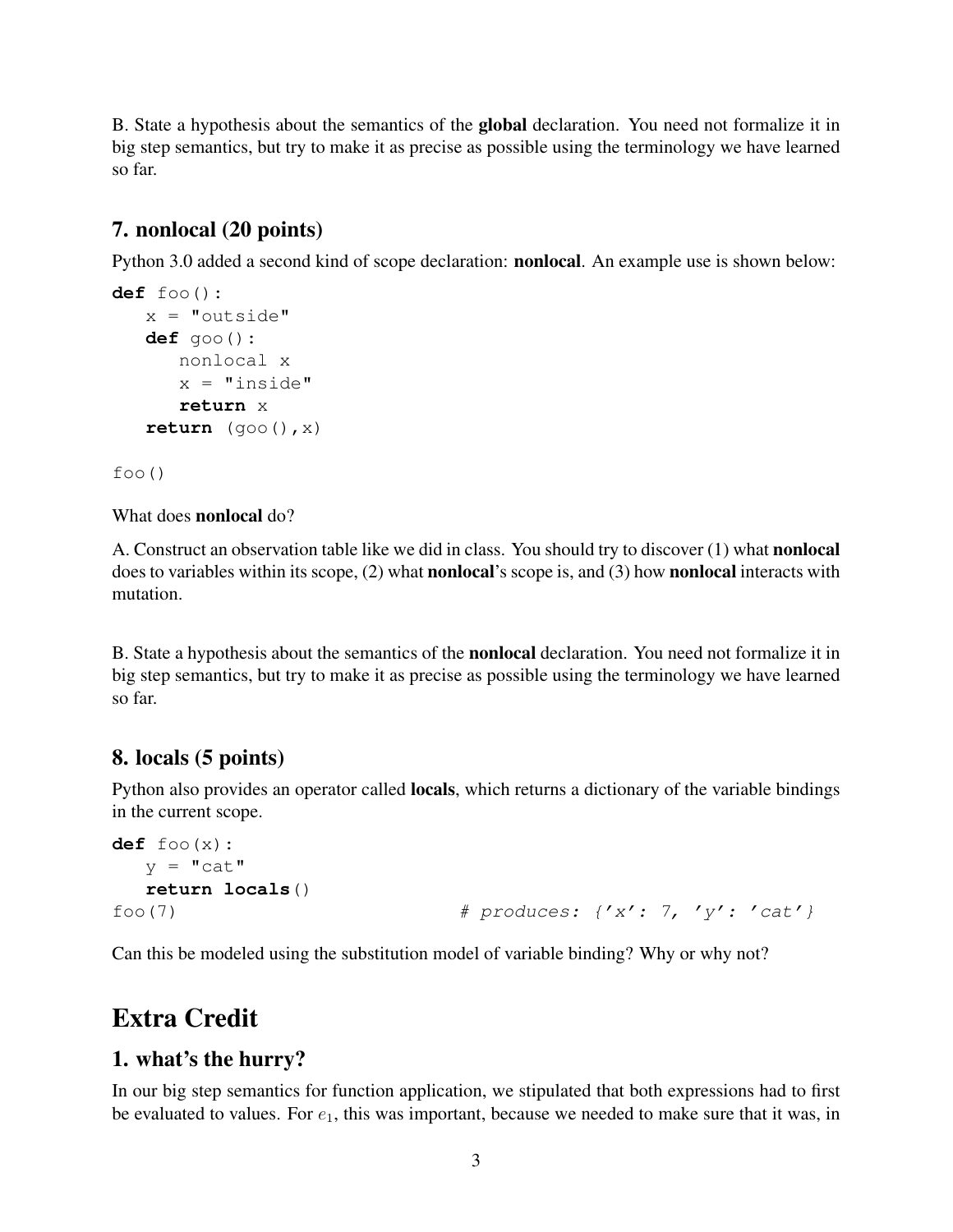B. State a hypothesis about the semantics of the **global** declaration. You need not formalize it in big step semantics, but try to make it as precise as possible using the terminology we have learned so far.

### 7. nonlocal (20 points)

Python 3.0 added a second kind of scope declaration: **nonlocal**. An example use is shown below:

```
def foo():
   x = "outside"
   def goo():
      nonlocal x
      x = "inside"
      return x
   return (goo(),x)

foo()
```

What does **nonlocal** do?

A. Construct an observation table like we did in class. You should try to discover (1) what **nonlocal** does to variables within its scope, (2) what **nonlocal**'s scope is, and (3) how **nonlocal** interacts with mutation.

B. State a hypothesis about the semantics of the **nonlocal** declaration. You need not formalize it in big step semantics, but try to make it as precise as possible using the terminology we have learned so far.

### 8. locals (5 points)

Python also provides an operator called **locals**, which returns a dictionary of the variable bindings in the current scope.

```
def foo(x):
   y = "cat"
   return locals()
foo(7)                          # produces: {'x': 7, 'y': 'cat'}
```

Can this be modeled using the substitution model of variable binding? Why or why not?

## Extra Credit

### 1. what's the hurry?

In our big step semantics for function application, we stipulated that both expressions had to first be evaluated to values. For $e_1$, this was important, because we needed to make sure that it was, in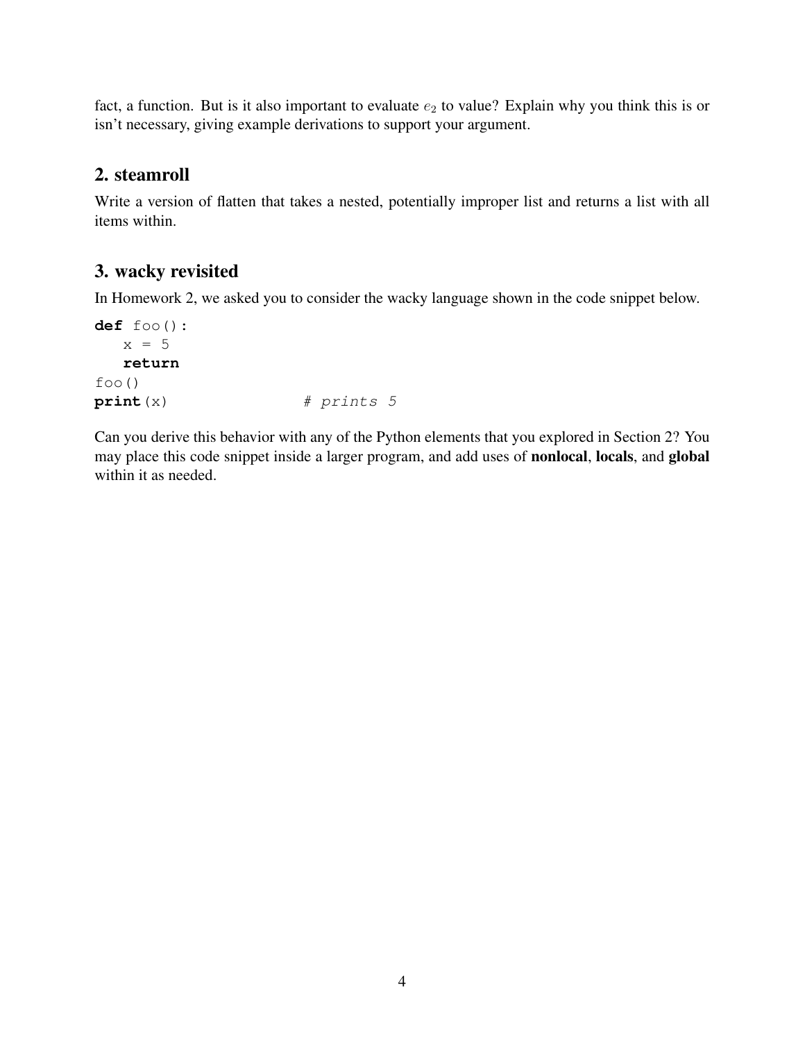fact, a function. But is it also important to evaluate $e_2$ to value? Explain why you think this is or isn't necessary, giving example derivations to support your argument.

## 2. steamroll

Write a version of flatten that takes a nested, potentially improper list and returns a list with all items within.

## 3. wacky revisited

In Homework 2, we asked you to consider the wacky language shown in the code snippet below.

```
def foo():
    x = 5
    return
foo()
print(x)                # prints 5
```

Can you derive this behavior with any of the Python elements that you explored in Section 2? You may place this code snippet inside a larger program, and add uses of **nonlocal**, **locals**, and **global** within it as needed.